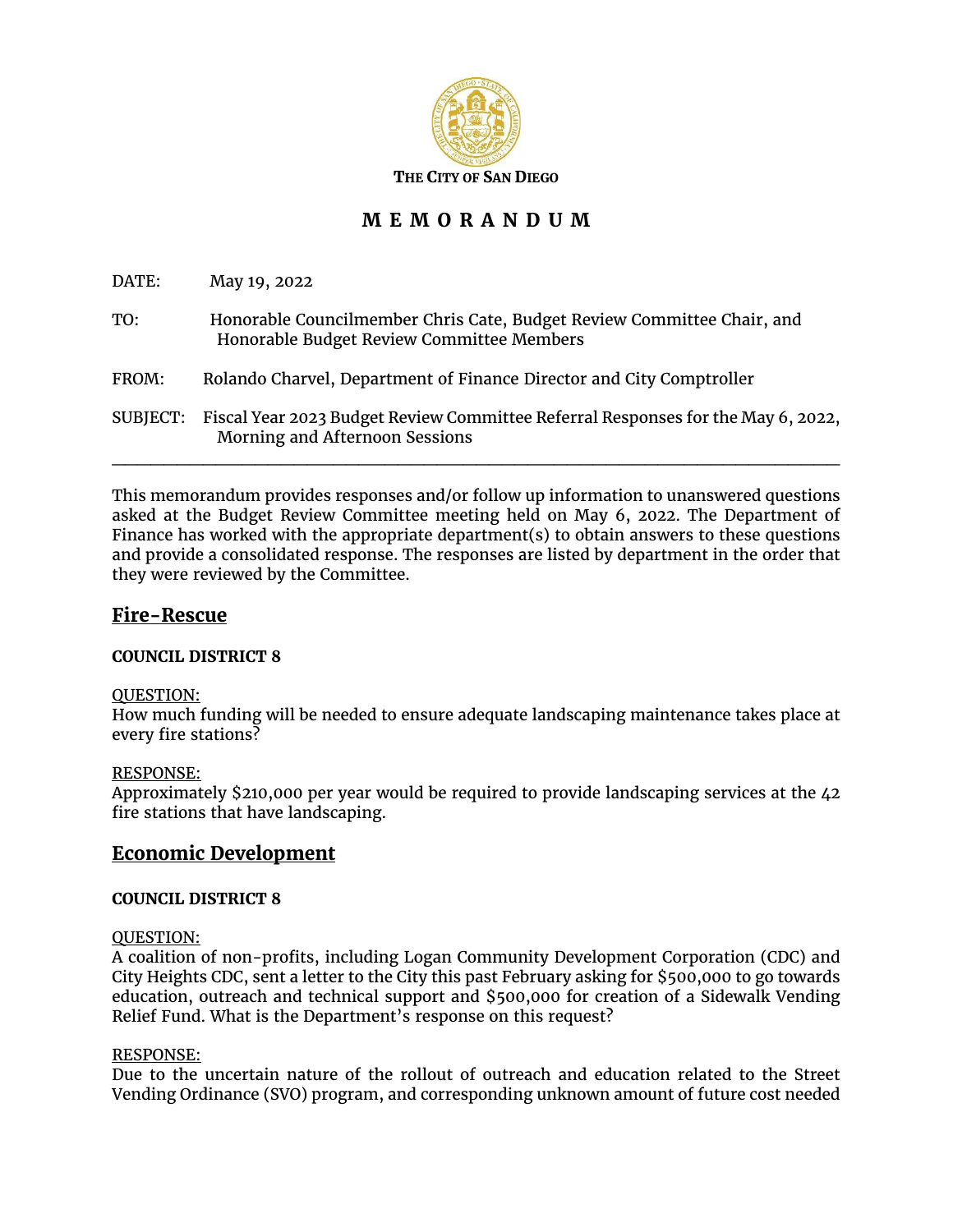**THE CITY OF SAN DIEGO**

# MEMORANDUM

DATE: May 19, 2022

TO: Honorable Councilmember Chris Cate, Budget Review Committee Chair, and Honorable Budget Review Committee Members

FROM: Rolando Charvel, Department of Finance Director and City Comptroller

SUBJECT: Fiscal Year 2023 Budget Review Committee Referral Responses for the May 6, 2022, Morning and Afternoon Sessions

---

This memorandum provides responses and/or follow up information to unanswered questions asked at the Budget Review Committee meeting held on May 6, 2022. The Department of Finance has worked with the appropriate department(s) to obtain answers to these questions and provide a consolidated response. The responses are listed by department in the order that they were reviewed by the Committee.

## Fire-Rescue

**COUNCIL DISTRICT 8**

QUESTION:
How much funding will be needed to ensure adequate landscaping maintenance takes place at every fire stations?

RESPONSE:
Approximately $210,000 per year would be required to provide landscaping services at the 42 fire stations that have landscaping.

## Economic Development

**COUNCIL DISTRICT 8**

QUESTION:
A coalition of non-profits, including Logan Community Development Corporation (CDC) and City Heights CDC, sent a letter to the City this past February asking for $500,000 to go towards education, outreach and technical support and $500,000 for creation of a Sidewalk Vending Relief Fund. What is the Department's response on this request?

RESPONSE:
Due to the uncertain nature of the rollout of outreach and education related to the Street Vending Ordinance (SVO) program, and corresponding unknown amount of future cost needed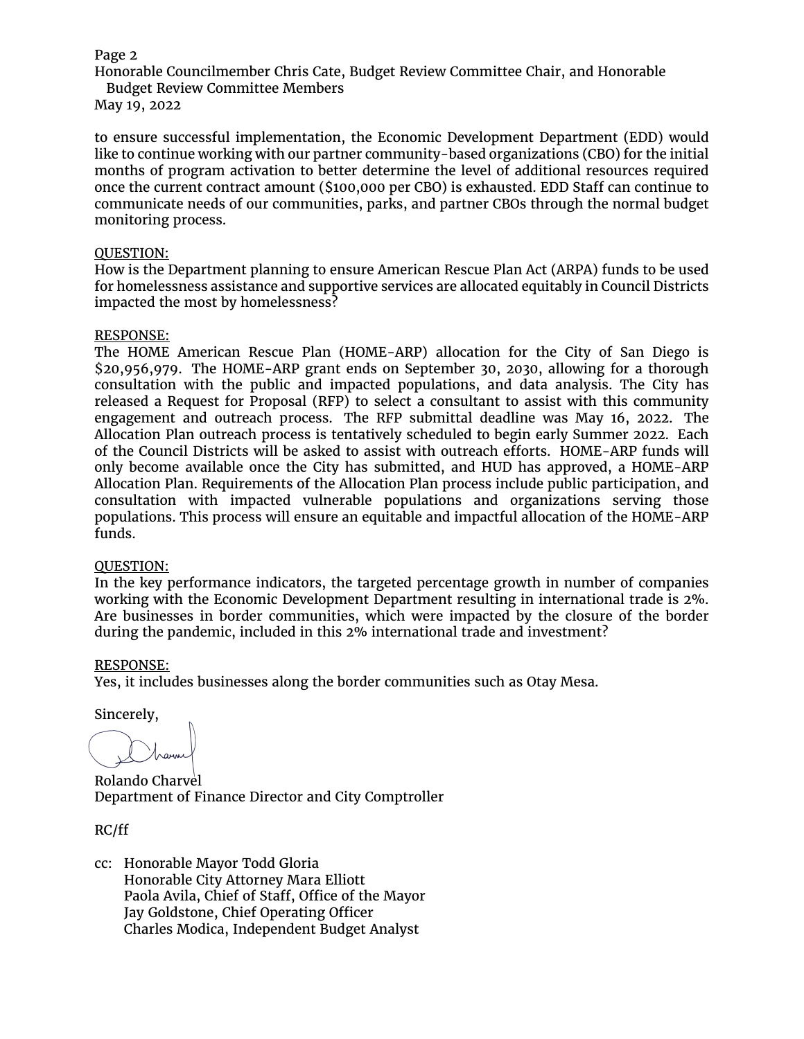to ensure successful implementation, the Economic Development Department (EDD) would like to continue working with our partner community-based organizations (CBO) for the initial months of program activation to better determine the level of additional resources required once the current contract amount ($100,000 per CBO) is exhausted. EDD Staff can continue to communicate needs of our communities, parks, and partner CBOs through the normal budget monitoring process.

QUESTION:
How is the Department planning to ensure American Rescue Plan Act (ARPA) funds to be used for homelessness assistance and supportive services are allocated equitably in Council Districts impacted the most by homelessness?

RESPONSE:
The HOME American Rescue Plan (HOME-ARP) allocation for the City of San Diego is $20,956,979. The HOME-ARP grant ends on September 30, 2030, allowing for a thorough consultation with the public and impacted populations, and data analysis. The City has released a Request for Proposal (RFP) to select a consultant to assist with this community engagement and outreach process. The RFP submittal deadline was May 16, 2022. The Allocation Plan outreach process is tentatively scheduled to begin early Summer 2022. Each of the Council Districts will be asked to assist with outreach efforts. HOME-ARP funds will only become available once the City has submitted, and HUD has approved, a HOME-ARP Allocation Plan. Requirements of the Allocation Plan process include public participation, and consultation with impacted vulnerable populations and organizations serving those populations. This process will ensure an equitable and impactful allocation of the HOME-ARP funds.

QUESTION:
In the key performance indicators, the targeted percentage growth in number of companies working with the Economic Development Department resulting in international trade is 2%. Are businesses in border communities, which were impacted by the closure of the border during the pandemic, included in this 2% international trade and investment?

RESPONSE:
Yes, it includes businesses along the border communities such as Otay Mesa.

Sincerely,

Rolando Charvel
Department of Finance Director and City Comptroller

RC/ff

cc: Honorable Mayor Todd Gloria
Honorable City Attorney Mara Elliott
Paola Avila, Chief of Staff, Office of the Mayor
Jay Goldstone, Chief Operating Officer
Charles Modica, Independent Budget Analyst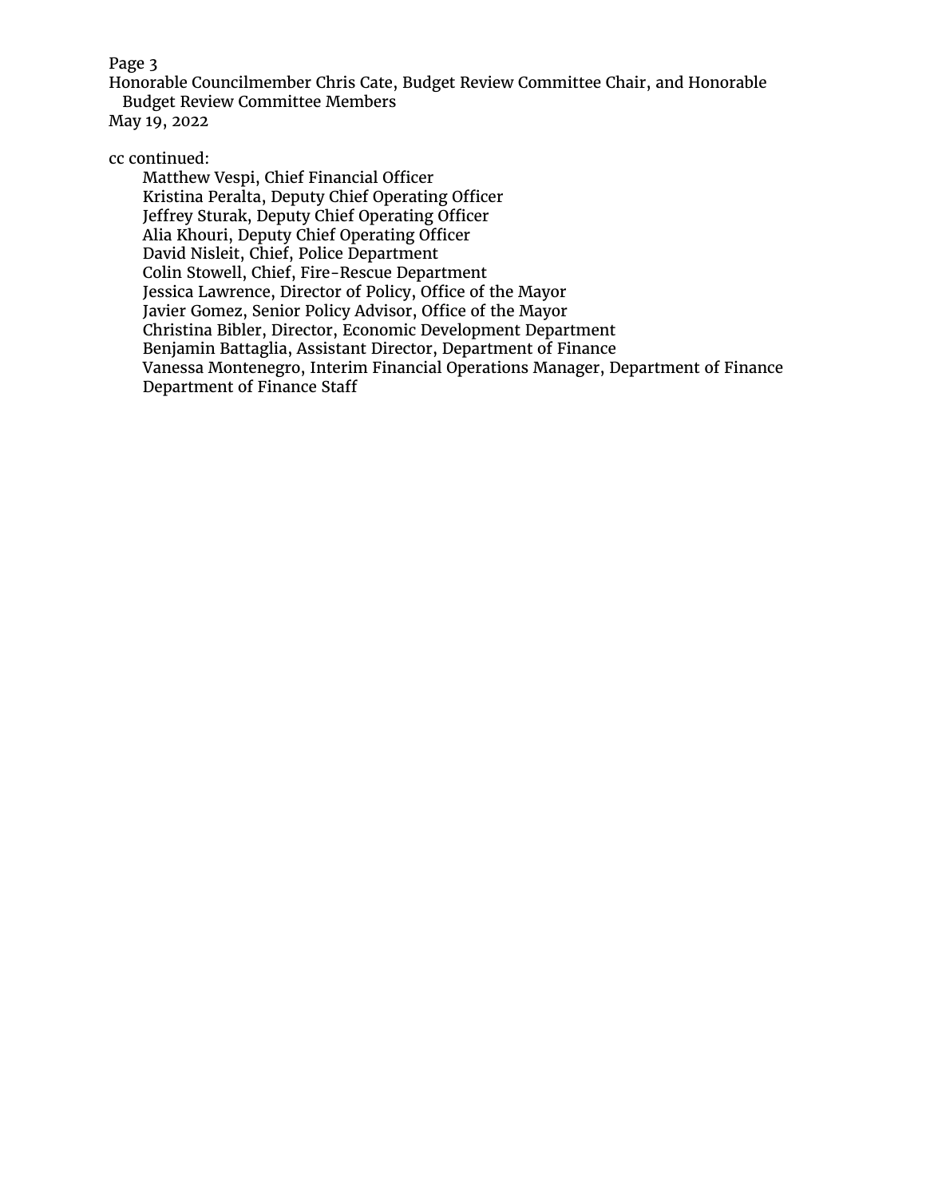cc continued:

Matthew Vespi, Chief Financial Officer
Kristina Peralta, Deputy Chief Operating Officer
Jeffrey Sturak, Deputy Chief Operating Officer
Alia Khouri, Deputy Chief Operating Officer
David Nisleit, Chief, Police Department
Colin Stowell, Chief, Fire-Rescue Department
Jessica Lawrence, Director of Policy, Office of the Mayor
Javier Gomez, Senior Policy Advisor, Office of the Mayor
Christina Bibler, Director, Economic Development Department
Benjamin Battaglia, Assistant Director, Department of Finance
Vanessa Montenegro, Interim Financial Operations Manager, Department of Finance
Department of Finance Staff